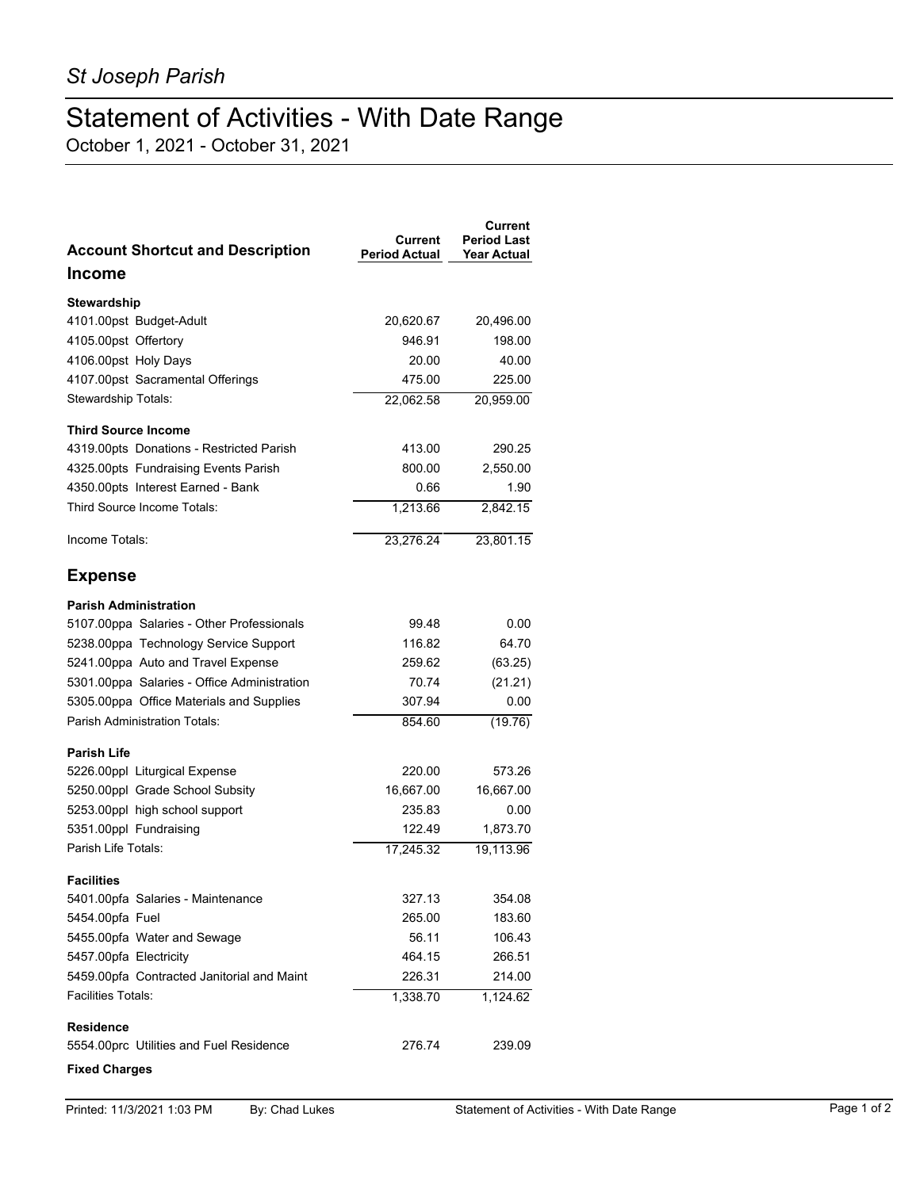*St Joseph Parish*

# Statement of Activities - With Date Range

October 1, 2021 - October 31, 2021

| Account Shortcut and Description | Current Period Actual | Current Period Last Year Actual |
|---|---|---|
| **Income** | | |
| **Stewardship** | | |
| 4101.00pst Budget-Adult | 20,620.67 | 20,496.00 |
| 4105.00pst Offertory | 946.91 | 198.00 |
| 4106.00pst Holy Days | 20.00 | 40.00 |
| 4107.00pst Sacramental Offerings | 475.00 | 225.00 |
| Stewardship Totals: | 22,062.58 | 20,959.00 |
| **Third Source Income** | | |
| 4319.00pts Donations - Restricted Parish | 413.00 | 290.25 |
| 4325.00pts Fundraising Events Parish | 800.00 | 2,550.00 |
| 4350.00pts Interest Earned - Bank | 0.66 | 1.90 |
| Third Source Income Totals: | 1,213.66 | 2,842.15 |
| Income Totals: | 23,276.24 | 23,801.15 |
| **Expense** | | |
| **Parish Administration** | | |
| 5107.00ppa Salaries - Other Professionals | 99.48 | 0.00 |
| 5238.00ppa Technology Service Support | 116.82 | 64.70 |
| 5241.00ppa Auto and Travel Expense | 259.62 | (63.25) |
| 5301.00ppa Salaries - Office Administration | 70.74 | (21.21) |
| 5305.00ppa Office Materials and Supplies | 307.94 | 0.00 |
| Parish Administration Totals: | 854.60 | (19.76) |
| **Parish Life** | | |
| 5226.00ppl Liturgical Expense | 220.00 | 573.26 |
| 5250.00ppl Grade School Subsity | 16,667.00 | 16,667.00 |
| 5253.00ppl high school support | 235.83 | 0.00 |
| 5351.00ppl Fundraising | 122.49 | 1,873.70 |
| Parish Life Totals: | 17,245.32 | 19,113.96 |
| **Facilities** | | |
| 5401.00pfa Salaries - Maintenance | 327.13 | 354.08 |
| 5454.00pfa Fuel | 265.00 | 183.60 |
| 5455.00pfa Water and Sewage | 56.11 | 106.43 |
| 5457.00pfa Electricity | 464.15 | 266.51 |
| 5459.00pfa Contracted Janitorial and Maint | 226.31 | 214.00 |
| Facilities Totals: | 1,338.70 | 1,124.62 |
| **Residence** | | |
| 5554.00prc Utilities and Fuel Residence | 276.74 | 239.09 |
| **Fixed Charges** | | |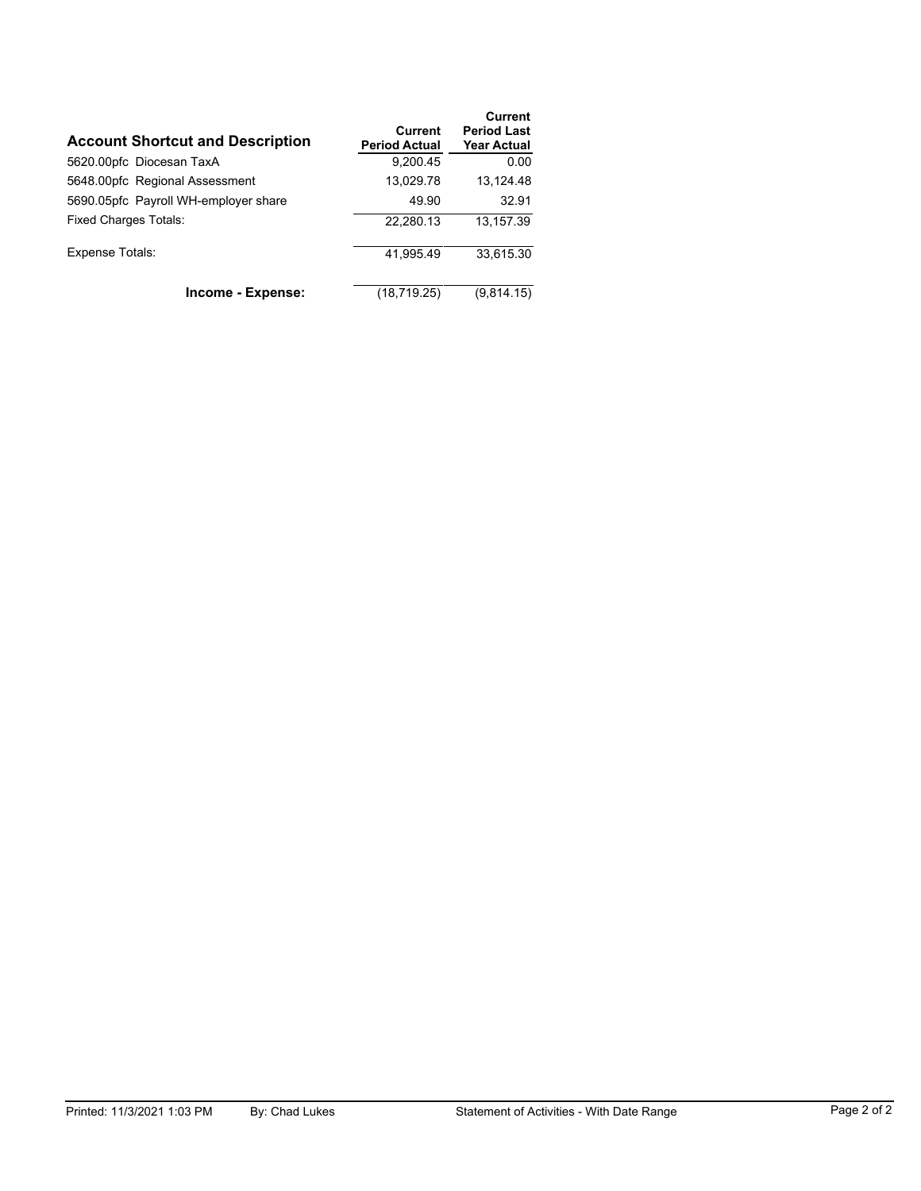| Account Shortcut and Description | Current Period Actual | Current Period Last Year Actual |
|---|---|---|
| 5620.00pfc Diocesan TaxA | 9,200.45 | 0.00 |
| 5648.00pfc Regional Assessment | 13,029.78 | 13,124.48 |
| 5690.05pfc Payroll WH-employer share | 49.90 | 32.91 |
| Fixed Charges Totals: | 22,280.13 | 13,157.39 |
| Expense Totals: | 41,995.49 | 33,615.30 |
| **Income - Expense:** | (18,719.25) | (9,814.15) |